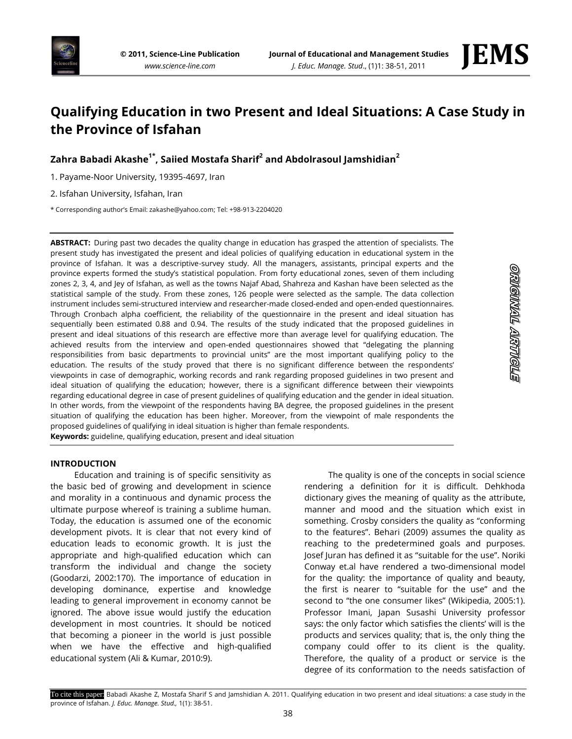# Qualifying Education in two Present and Ideal Situations: A Case Study in the Province of Isfahan

**Zahra Babadi Akashe[1*], Saiied Mostafa Sharif[2] and Abdolrasoul Jamshidian[2]**

1. Payame-Noor University, 19395-4697, Iran

2. Isfahan University, Isfahan, Iran

\* Corresponding author's Email: zakashe@yahoo.com; Tel: +98-913-2204020

ORIGINAL ARTICLE

**ABSTRACT:** During past two decades the quality change in education has grasped the attention of specialists. The present study has investigated the present and ideal policies of qualifying education in educational system in the province of Isfahan. It was a descriptive-survey study. All the managers, assistants, principal experts and the province experts formed the study's statistical population. From forty educational zones, seven of them including zones 2, 3, 4, and Jey of Isfahan, as well as the towns Najaf Abad, Shahreza and Kashan have been selected as the statistical sample of the study. From these zones, 126 people were selected as the sample. The data collection instrument includes semi-structured interview and researcher-made closed-ended and open-ended questionnaires. Through Cronbach alpha coefficient, the reliability of the questionnaire in the present and ideal situation has sequentially been estimated 0.88 and 0.94. The results of the study indicated that the proposed guidelines in present and ideal situations of this research are effective more than average level for qualifying education. The achieved results from the interview and open-ended questionnaires showed that "delegating the planning responsibilities from basic departments to provincial units" are the most important qualifying policy to the education. The results of the study proved that there is no significant difference between the respondents' viewpoints in case of demographic, working records and rank regarding proposed guidelines in two present and ideal situation of qualifying the education; however, there is a significant difference between their viewpoints regarding educational degree in case of present guidelines of qualifying education and the gender in ideal situation. In other words, from the viewpoint of the respondents having BA degree, the proposed guidelines in the present situation of qualifying the education has been higher. Moreover, from the viewpoint of male respondents the proposed guidelines of qualifying in ideal situation is higher than female respondents.

**Keywords:** guideline, qualifying education, present and ideal situation

## INTRODUCTION

Education and training is of specific sensitivity as the basic bed of growing and development in science and morality in a continuous and dynamic process the ultimate purpose whereof is training a sublime human. Today, the education is assumed one of the economic development pivots. It is clear that not every kind of education leads to economic growth. It is just the appropriate and high-qualified education which can transform the individual and change the society (Goodarzi, 2002:170). The importance of education in developing dominance, expertise and knowledge leading to general improvement in economy cannot be ignored. The above issue would justify the education development in most countries. It should be noticed that becoming a pioneer in the world is just possible when we have the effective and high-qualified educational system (Ali & Kumar, 2010:9).

The quality is one of the concepts in social science rendering a definition for it is difficult. Dehkhoda dictionary gives the meaning of quality as the attribute, manner and mood and the situation which exist in something. Crosby considers the quality as "conforming to the features". Behari (2009) assumes the quality as reaching to the predetermined goals and purposes. Josef Juran has defined it as "suitable for the use". Noriki Conway et.al have rendered a two-dimensional model for the quality: the importance of quality and beauty, the first is nearer to "suitable for the use" and the second to "the one consumer likes" (Wikipedia, 2005:1). Professor Imani, Japan Susashi University professor says: the only factor which satisfies the clients' will is the products and services quality; that is, the only thing the company could offer to its client is the quality. Therefore, the quality of a product or service is the degree of its conformation to the needs satisfaction of

To cite this paper: Babadi Akashe Z, Mostafa Sharif S and Jamshidian A. 2011. Qualifying education in two present and ideal situations: a case study in the province of Isfahan. *J. Educ. Manage. Stud.,* 1(1): 38-51.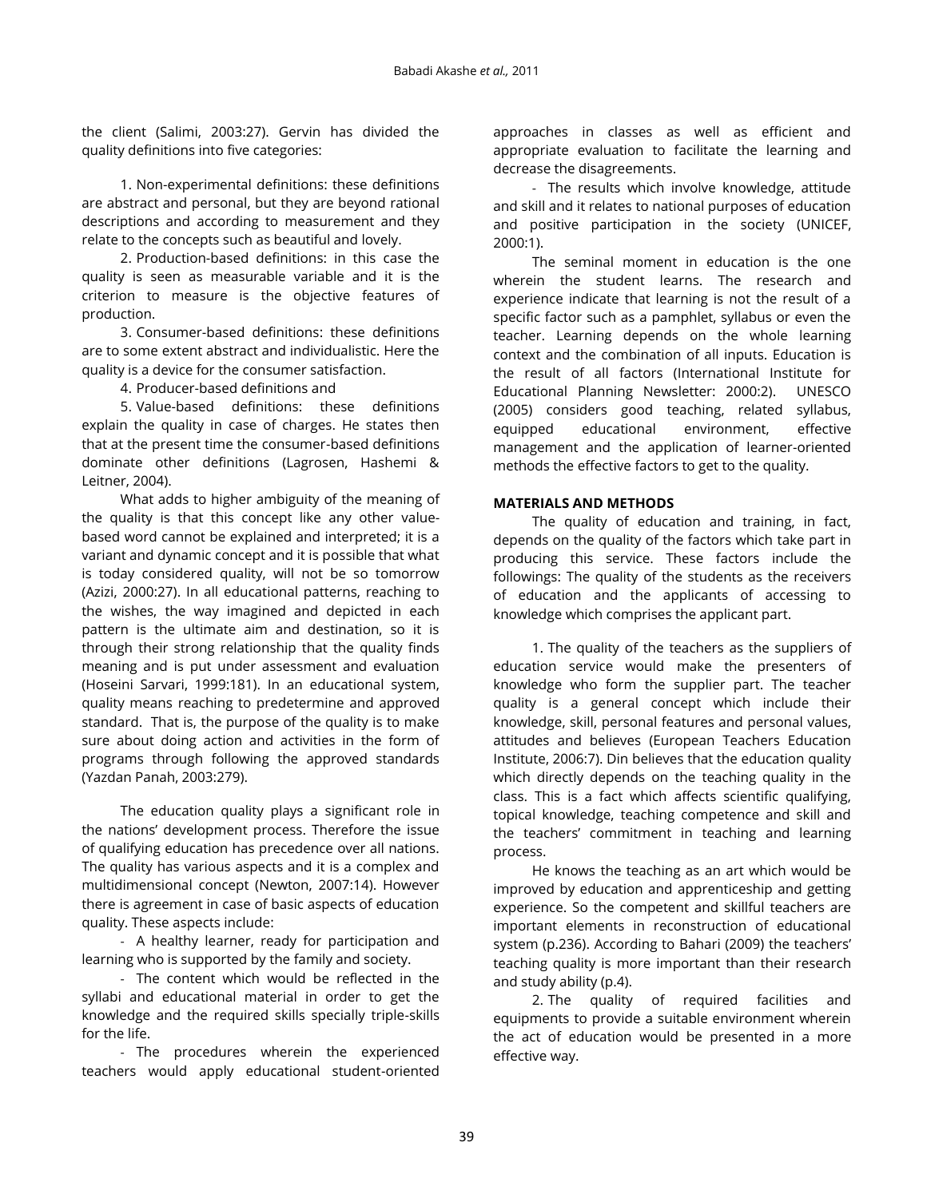the client (Salimi, 2003:27). Gervin has divided the quality definitions into five categories:

1. Non-experimental definitions: these definitions are abstract and personal, but they are beyond rational descriptions and according to measurement and they relate to the concepts such as beautiful and lovely.

2. Production-based definitions: in this case the quality is seen as measurable variable and it is the criterion to measure is the objective features of production.

3. Consumer-based definitions: these definitions are to some extent abstract and individualistic. Here the quality is a device for the consumer satisfaction.

4. Producer-based definitions and

5. Value-based definitions: these definitions explain the quality in case of charges. He states then that at the present time the consumer-based definitions dominate other definitions (Lagrosen, Hashemi & Leitner, 2004).

What adds to higher ambiguity of the meaning of the quality is that this concept like any other value-based word cannot be explained and interpreted; it is a variant and dynamic concept and it is possible that what is today considered quality, will not be so tomorrow (Azizi, 2000:27). In all educational patterns, reaching to the wishes, the way imagined and depicted in each pattern is the ultimate aim and destination, so it is through their strong relationship that the quality finds meaning and is put under assessment and evaluation (Hoseini Sarvari, 1999:181). In an educational system, quality means reaching to predetermine and approved standard. That is, the purpose of the quality is to make sure about doing action and activities in the form of programs through following the approved standards (Yazdan Panah, 2003:279).

The education quality plays a significant role in the nations' development process. Therefore the issue of qualifying education has precedence over all nations. The quality has various aspects and it is a complex and multidimensional concept (Newton, 2007:14). However there is agreement in case of basic aspects of education quality. These aspects include:

- A healthy learner, ready for participation and learning who is supported by the family and society.
- The content which would be reflected in the syllabi and educational material in order to get the knowledge and the required skills specially triple-skills for the life.
- The procedures wherein the experienced teachers would apply educational student-oriented approaches in classes as well as efficient and appropriate evaluation to facilitate the learning and decrease the disagreements.
- The results which involve knowledge, attitude and skill and it relates to national purposes of education and positive participation in the society (UNICEF, 2000:1).

The seminal moment in education is the one wherein the student learns. The research and experience indicate that learning is not the result of a specific factor such as a pamphlet, syllabus or even the teacher. Learning depends on the whole learning context and the combination of all inputs. Education is the result of all factors (International Institute for Educational Planning Newsletter: 2000:2). UNESCO (2005) considers good teaching, related syllabus, equipped educational environment, effective management and the application of learner-oriented methods the effective factors to get to the quality.

**MATERIALS AND METHODS**

The quality of education and training, in fact, depends on the quality of the factors which take part in producing this service. These factors include the followings: The quality of the students as the receivers of education and the applicants of accessing to knowledge which comprises the applicant part.

1. The quality of the teachers as the suppliers of education service would make the presenters of knowledge who form the supplier part. The teacher quality is a general concept which include their knowledge, skill, personal features and personal values, attitudes and believes (European Teachers Education Institute, 2006:7). Din believes that the education quality which directly depends on the teaching quality in the class. This is a fact which affects scientific qualifying, topical knowledge, teaching competence and skill and the teachers' commitment in teaching and learning process.

He knows the teaching as an art which would be improved by education and apprenticeship and getting experience. So the competent and skillful teachers are important elements in reconstruction of educational system (p.236). According to Bahari (2009) the teachers' teaching quality is more important than their research and study ability (p.4).

2. The quality of required facilities and equipments to provide a suitable environment wherein the act of education would be presented in a more effective way.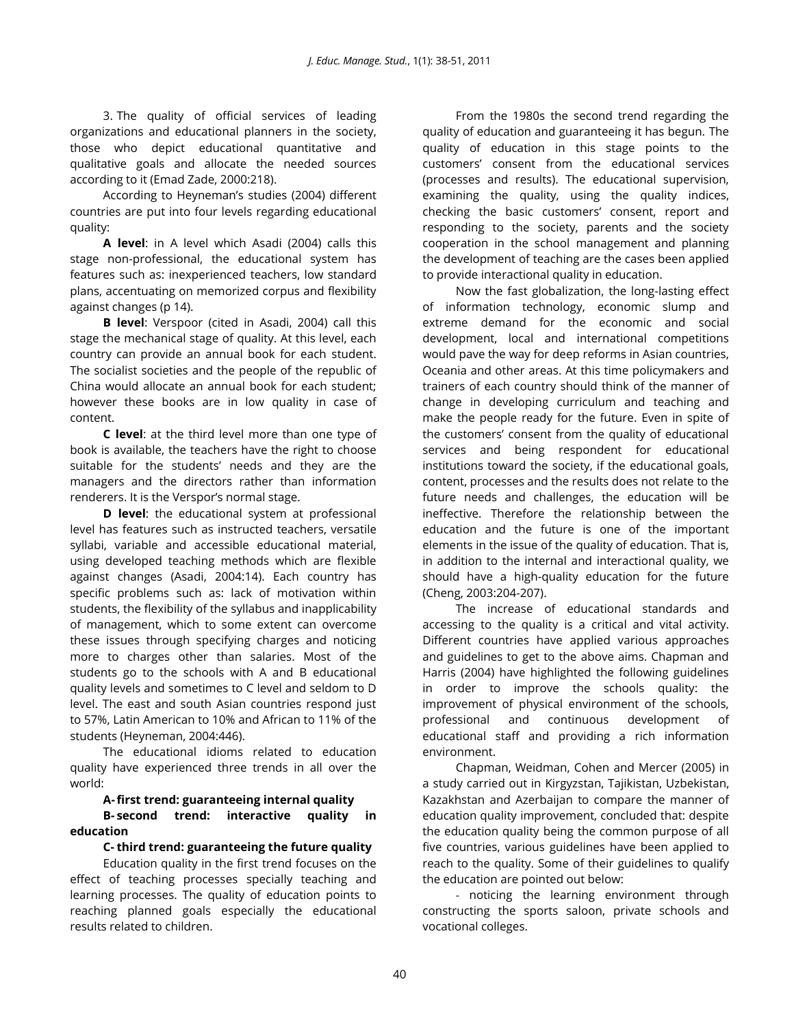3. The quality of official services of leading organizations and educational planners in the society, those who depict educational quantitative and qualitative goals and allocate the needed sources according to it (Emad Zade, 2000:218).

According to Heyneman's studies (2004) different countries are put into four levels regarding educational quality:

**A level**: in A level which Asadi (2004) calls this stage non-professional, the educational system has features such as: inexperienced teachers, low standard plans, accentuating on memorized corpus and flexibility against changes (p 14).

**B level**: Verspoor (cited in Asadi, 2004) call this stage the mechanical stage of quality. At this level, each country can provide an annual book for each student. The socialist societies and the people of the republic of China would allocate an annual book for each student; however these books are in low quality in case of content.

**C level**: at the third level more than one type of book is available, the teachers have the right to choose suitable for the students' needs and they are the managers and the directors rather than information renderers. It is the Verspor's normal stage.

**D level**: the educational system at professional level has features such as instructed teachers, versatile syllabi, variable and accessible educational material, using developed teaching methods which are flexible against changes (Asadi, 2004:14). Each country has specific problems such as: lack of motivation within students, the flexibility of the syllabus and inapplicability of management, which to some extent can overcome these issues through specifying charges and noticing more to charges other than salaries. Most of the students go to the schools with A and B educational quality levels and sometimes to C level and seldom to D level. The east and south Asian countries respond just to 57%, Latin American to 10% and African to 11% of the students (Heyneman, 2004:446).

The educational idioms related to education quality have experienced three trends in all over the world:

**A- first trend: guaranteeing internal quality**

**B- second trend: interactive quality in education**

**C- third trend: guaranteeing the future quality**

Education quality in the first trend focuses on the effect of teaching processes specially teaching and learning processes. The quality of education points to reaching planned goals especially the educational results related to children.

From the 1980s the second trend regarding the quality of education and guaranteeing it has begun. The quality of education in this stage points to the customers' consent from the educational services (processes and results). The educational supervision, examining the quality, using the quality indices, checking the basic customers' consent, report and responding to the society, parents and the society cooperation in the school management and planning the development of teaching are the cases been applied to provide interactional quality in education.

Now the fast globalization, the long-lasting effect of information technology, economic slump and extreme demand for the economic and social development, local and international competitions would pave the way for deep reforms in Asian countries, Oceania and other areas. At this time policymakers and trainers of each country should think of the manner of change in developing curriculum and teaching and make the people ready for the future. Even in spite of the customers' consent from the quality of educational services and being respondent for educational institutions toward the society, if the educational goals, content, processes and the results does not relate to the future needs and challenges, the education will be ineffective. Therefore the relationship between the education and the future is one of the important elements in the issue of the quality of education. That is, in addition to the internal and interactional quality, we should have a high-quality education for the future (Cheng, 2003:204-207).

The increase of educational standards and accessing to the quality is a critical and vital activity. Different countries have applied various approaches and guidelines to get to the above aims. Chapman and Harris (2004) have highlighted the following guidelines in order to improve the schools quality: the improvement of physical environment of the schools, professional and continuous development of educational staff and providing a rich information environment.

Chapman, Weidman, Cohen and Mercer (2005) in a study carried out in Kirgyzstan, Tajikistan, Uzbekistan, Kazakhstan and Azerbaijan to compare the manner of education quality improvement, concluded that: despite the education quality being the common purpose of all five countries, various guidelines have been applied to reach to the quality. Some of their guidelines to qualify the education are pointed out below:

- noticing the learning environment through constructing the sports saloon, private schools and vocational colleges.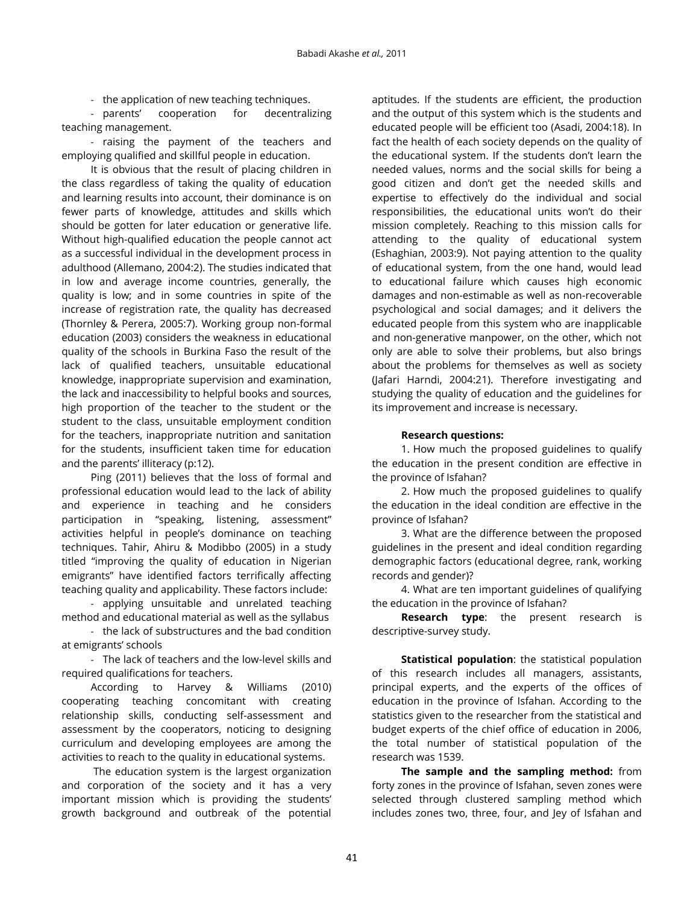- the application of new teaching techniques.

- parents' cooperation for decentralizing teaching management.

- raising the payment of the teachers and employing qualified and skillful people in education.

It is obvious that the result of placing children in the class regardless of taking the quality of education and learning results into account, their dominance is on fewer parts of knowledge, attitudes and skills which should be gotten for later education or generative life. Without high-qualified education the people cannot act as a successful individual in the development process in adulthood (Allemano, 2004:2). The studies indicated that in low and average income countries, generally, the quality is low; and in some countries in spite of the increase of registration rate, the quality has decreased (Thornley & Perera, 2005:7). Working group non-formal education (2003) considers the weakness in educational quality of the schools in Burkina Faso the result of the lack of qualified teachers, unsuitable educational knowledge, inappropriate supervision and examination, the lack and inaccessibility to helpful books and sources, high proportion of the teacher to the student or the student to the class, unsuitable employment condition for the teachers, inappropriate nutrition and sanitation for the students, insufficient taken time for education and the parents' illiteracy (p:12).

Ping (2011) believes that the loss of formal and professional education would lead to the lack of ability and experience in teaching and he considers participation in "speaking, listening, assessment" activities helpful in people's dominance on teaching techniques. Tahir, Ahiru & Modibbo (2005) in a study titled "improving the quality of education in Nigerian emigrants" have identified factors terrifically affecting teaching quality and applicability. These factors include:

- applying unsuitable and unrelated teaching method and educational material as well as the syllabus

- the lack of substructures and the bad condition at emigrants' schools

- The lack of teachers and the low-level skills and required qualifications for teachers.

According to Harvey & Williams (2010) cooperating teaching concomitant with creating relationship skills, conducting self-assessment and assessment by the cooperators, noticing to designing curriculum and developing employees are among the activities to reach to the quality in educational systems.

The education system is the largest organization and corporation of the society and it has a very important mission which is providing the students' growth background and outbreak of the potential aptitudes. If the students are efficient, the production and the output of this system which is the students and educated people will be efficient too (Asadi, 2004:18). In fact the health of each society depends on the quality of the educational system. If the students don't learn the needed values, norms and the social skills for being a good citizen and don't get the needed skills and expertise to effectively do the individual and social responsibilities, the educational units won't do their mission completely. Reaching to this mission calls for attending to the quality of educational system (Eshaghian, 2003:9). Not paying attention to the quality of educational system, from the one hand, would lead to educational failure which causes high economic damages and non-estimable as well as non-recoverable psychological and social damages; and it delivers the educated people from this system who are inapplicable and non-generative manpower, on the other, which not only are able to solve their problems, but also brings about the problems for themselves as well as society (Jafari Harndi, 2004:21). Therefore investigating and studying the quality of education and the guidelines for its improvement and increase is necessary.

**Research questions:**

1. How much the proposed guidelines to qualify the education in the present condition are effective in the province of Isfahan?

2. How much the proposed guidelines to qualify the education in the ideal condition are effective in the province of Isfahan?

3. What are the difference between the proposed guidelines in the present and ideal condition regarding demographic factors (educational degree, rank, working records and gender)?

4. What are ten important guidelines of qualifying the education in the province of Isfahan?

**Research type**: the present research is descriptive-survey study.

**Statistical population**: the statistical population of this research includes all managers, assistants, principal experts, and the experts of the offices of education in the province of Isfahan. According to the statistics given to the researcher from the statistical and budget experts of the chief office of education in 2006, the total number of statistical population of the research was 1539.

**The sample and the sampling method:** from forty zones in the province of Isfahan, seven zones were selected through clustered sampling method which includes zones two, three, four, and Jey of Isfahan and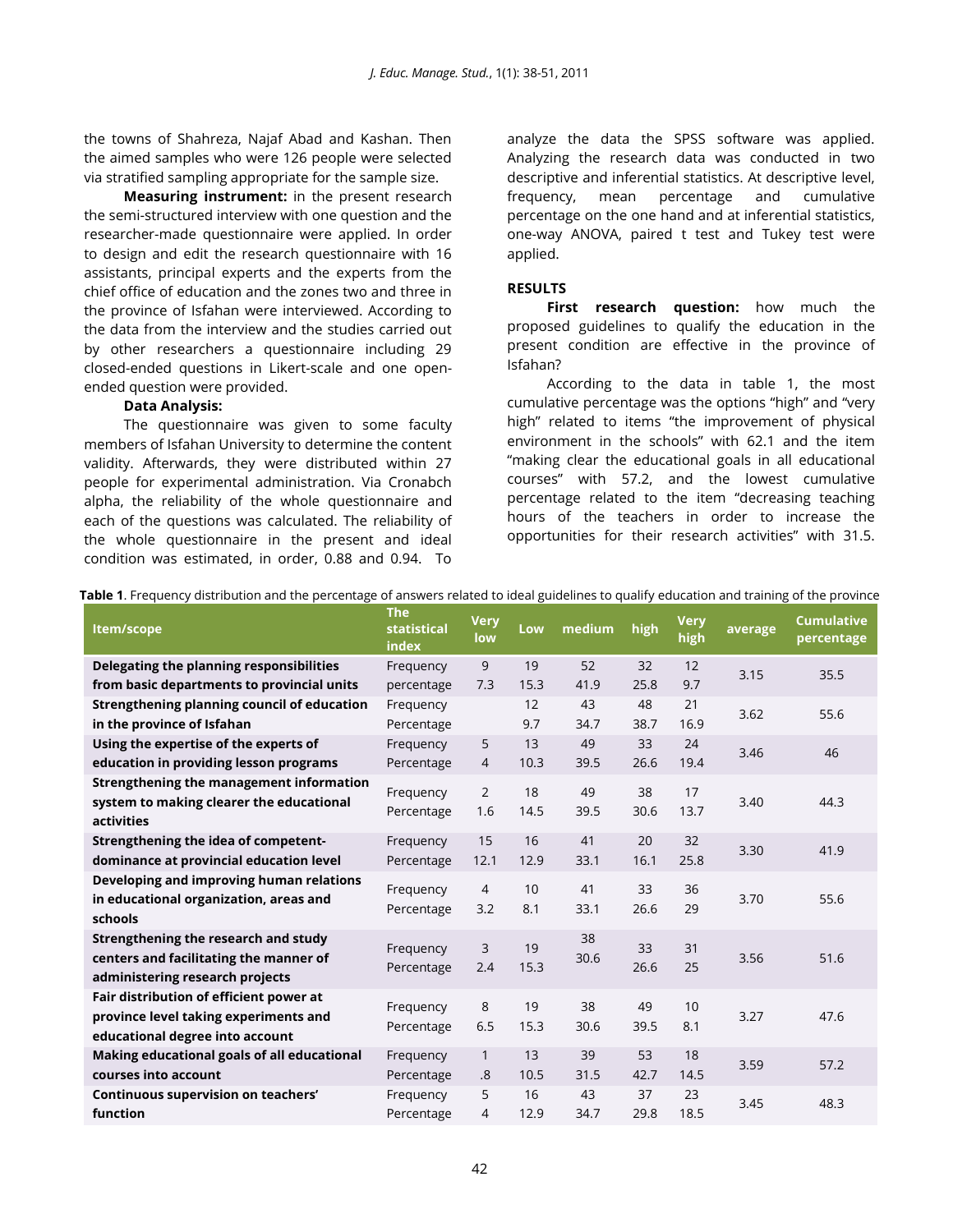the towns of Shahreza, Najaf Abad and Kashan. Then the aimed samples who were 126 people were selected via stratified sampling appropriate for the sample size.

**Measuring instrument:** in the present research the semi-structured interview with one question and the researcher-made questionnaire were applied. In order to design and edit the research questionnaire with 16 assistants, principal experts and the experts from the chief office of education and the zones two and three in the province of Isfahan were interviewed. According to the data from the interview and the studies carried out by other researchers a questionnaire including 29 closed-ended questions in Likert-scale and one open-ended question were provided.

**Data Analysis:**

The questionnaire was given to some faculty members of Isfahan University to determine the content validity. Afterwards, they were distributed within 27 people for experimental administration. Via Cronabch alpha, the reliability of the whole questionnaire and each of the questions was calculated. The reliability of the whole questionnaire in the present and ideal condition was estimated, in order, 0.88 and 0.94. To analyze the data the SPSS software was applied. Analyzing the research data was conducted in two descriptive and inferential statistics. At descriptive level, frequency, mean percentage and cumulative percentage on the one hand and at inferential statistics, one-way ANOVA, paired t test and Tukey test were applied.

## RESULTS

**First research question:** how much the proposed guidelines to qualify the education in the present condition are effective in the province of Isfahan?

According to the data in table 1, the most cumulative percentage was the options "high" and "very high" related to items "the improvement of physical environment in the schools" with 62.1 and the item "making clear the educational goals in all educational courses" with 57.2, and the lowest cumulative percentage related to the item "decreasing teaching hours of the teachers in order to increase the opportunities for their research activities" with 31.5.

**Table 1**. Frequency distribution and the percentage of answers related to ideal guidelines to qualify education and training of the province

| Item/scope | The statistical index | Very low | Low | medium | high | Very high | average | Cumulative percentage |
|---|---|---|---|---|---|---|---|---|
| Delegating the planning responsibilities from basic departments to provincial units | Frequency | 9 | 19 | 52 | 32 | 12 | 3.15 | 35.5 |
| | percentage | 7.3 | 15.3 | 41.9 | 25.8 | 9.7 | | |
| Strengthening planning council of education in the province of Isfahan | Frequency | | 12 | 43 | 48 | 21 | 3.62 | 55.6 |
| | Percentage | | 9.7 | 34.7 | 38.7 | 16.9 | | |
| Using the expertise of the experts of education in providing lesson programs | Frequency | 5 | 13 | 49 | 33 | 24 | 3.46 | 46 |
| | Percentage | 4 | 10.3 | 39.5 | 26.6 | 19.4 | | |
| Strengthening the management information system to making clearer the educational activities | Frequency | 2 | 18 | 49 | 38 | 17 | 3.40 | 44.3 |
| | Percentage | 1.6 | 14.5 | 39.5 | 30.6 | 13.7 | | |
| Strengthening the idea of competent-dominance at provincial education level | Frequency | 15 | 16 | 41 | 20 | 32 | 3.30 | 41.9 |
| | Percentage | 12.1 | 12.9 | 33.1 | 16.1 | 25.8 | | |
| Developing and improving human relations in educational organization, areas and schools | Frequency | 4 | 10 | 41 | 33 | 36 | 3.70 | 55.6 |
| | Percentage | 3.2 | 8.1 | 33.1 | 26.6 | 29 | | |
| Strengthening the research and study centers and facilitating the manner of administering research projects | Frequency | 3 | 19 | 38 | 33 | 31 | 3.56 | 51.6 |
| | Percentage | 2.4 | 15.3 | 30.6 | 26.6 | 25 | | |
| Fair distribution of efficient power at province level taking experiments and educational degree into account | Frequency | 8 | 19 | 38 | 49 | 10 | 3.27 | 47.6 |
| | Percentage | 6.5 | 15.3 | 30.6 | 39.5 | 8.1 | | |
| Making educational goals of all educational courses into account | Frequency | 1 | 13 | 39 | 53 | 18 | 3.59 | 57.2 |
| | Percentage | .8 | 10.5 | 31.5 | 42.7 | 14.5 | | |
| Continuous supervision on teachers' function | Frequency | 5 | 16 | 43 | 37 | 23 | 3.45 | 48.3 |
| | Percentage | 4 | 12.9 | 34.7 | 29.8 | 18.5 | | |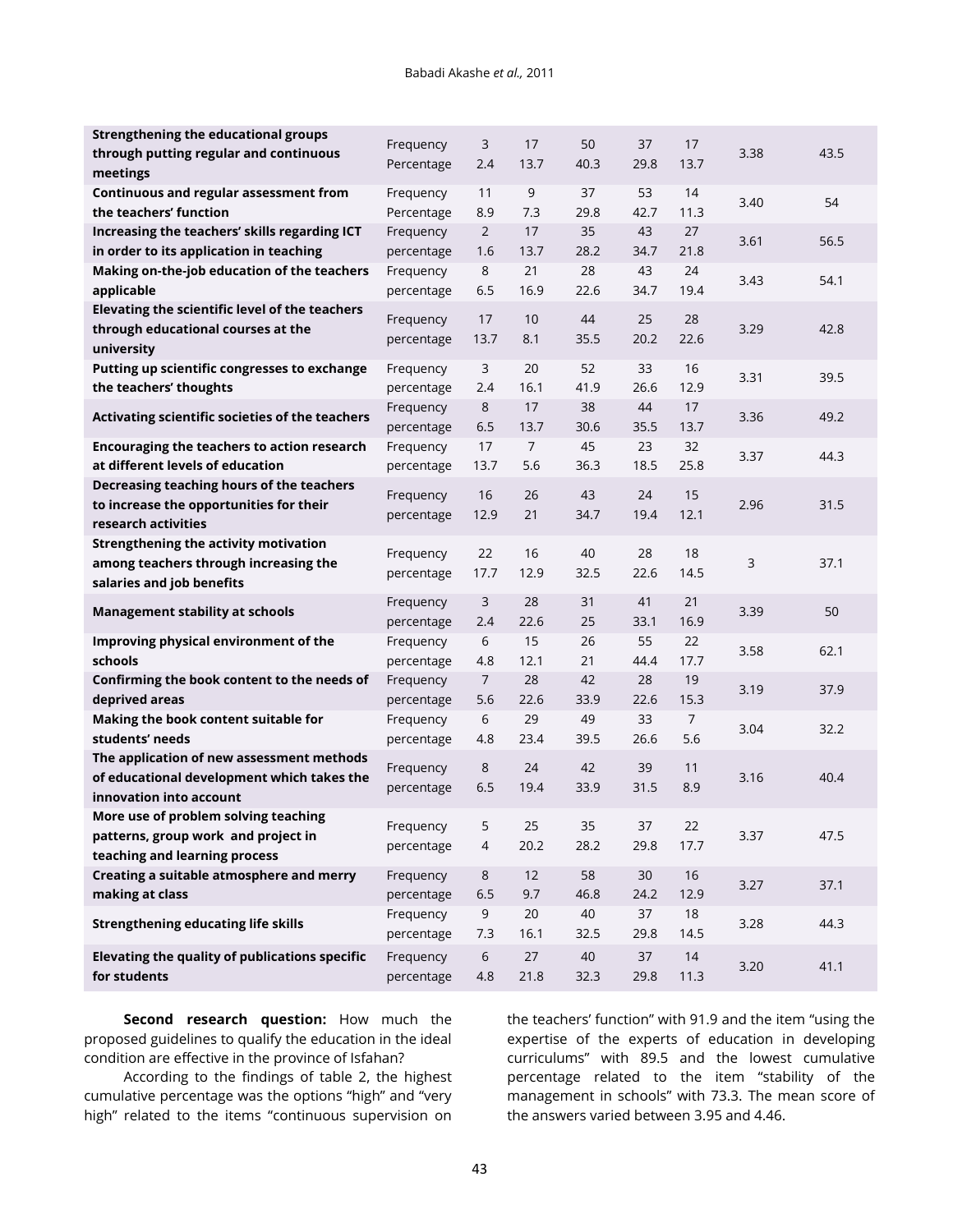| | | | | | | | | |
|---|---|---|---|---|---|---|---|---|
| **Strengthening the educational groups through putting regular and continuous meetings** | Frequency<br>Percentage | 3<br>2.4 | 17<br>13.7 | 50<br>40.3 | 37<br>29.8 | 17<br>13.7 | 3.38 | 43.5 |
| **Continuous and regular assessment from the teachers' function** | Frequency<br>Percentage | 11<br>8.9 | 9<br>7.3 | 37<br>29.8 | 53<br>42.7 | 14<br>11.3 | 3.40 | 54 |
| **Increasing the teachers' skills regarding ICT in order to its application in teaching** | Frequency<br>percentage | 2<br>1.6 | 17<br>13.7 | 35<br>28.2 | 43<br>34.7 | 27<br>21.8 | 3.61 | 56.5 |
| **Making on-the-job education of the teachers applicable** | Frequency<br>percentage | 8<br>6.5 | 21<br>16.9 | 28<br>22.6 | 43<br>34.7 | 24<br>19.4 | 3.43 | 54.1 |
| **Elevating the scientific level of the teachers through educational courses at the university** | Frequency<br>percentage | 17<br>13.7 | 10<br>8.1 | 44<br>35.5 | 25<br>20.2 | 28<br>22.6 | 3.29 | 42.8 |
| **Putting up scientific congresses to exchange the teachers' thoughts** | Frequency<br>percentage | 3<br>2.4 | 20<br>16.1 | 52<br>41.9 | 33<br>26.6 | 16<br>12.9 | 3.31 | 39.5 |
| **Activating scientific societies of the teachers** | Frequency<br>percentage | 8<br>6.5 | 17<br>13.7 | 38<br>30.6 | 44<br>35.5 | 17<br>13.7 | 3.36 | 49.2 |
| **Encouraging the teachers to action research at different levels of education** | Frequency<br>percentage | 17<br>13.7 | 7<br>5.6 | 45<br>36.3 | 23<br>18.5 | 32<br>25.8 | 3.37 | 44.3 |
| **Decreasing teaching hours of the teachers to increase the opportunities for their research activities** | Frequency<br>percentage | 16<br>12.9 | 26<br>21 | 43<br>34.7 | 24<br>19.4 | 15<br>12.1 | 2.96 | 31.5 |
| **Strengthening the activity motivation among teachers through increasing the salaries and job benefits** | Frequency<br>percentage | 22<br>17.7 | 16<br>12.9 | 40<br>32.5 | 28<br>22.6 | 18<br>14.5 | 3 | 37.1 |
| **Management stability at schools** | Frequency<br>percentage | 3<br>2.4 | 28<br>22.6 | 31<br>25 | 41<br>33.1 | 21<br>16.9 | 3.39 | 50 |
| **Improving physical environment of the schools** | Frequency<br>percentage | 6<br>4.8 | 15<br>12.1 | 26<br>21 | 55<br>44.4 | 22<br>17.7 | 3.58 | 62.1 |
| **Confirming the book content to the needs of deprived areas** | Frequency<br>percentage | 7<br>5.6 | 28<br>22.6 | 42<br>33.9 | 28<br>22.6 | 19<br>15.3 | 3.19 | 37.9 |
| **Making the book content suitable for students' needs** | Frequency<br>percentage | 6<br>4.8 | 29<br>23.4 | 49<br>39.5 | 33<br>26.6 | 7<br>5.6 | 3.04 | 32.2 |
| **The application of new assessment methods of educational development which takes the innovation into account** | Frequency<br>percentage | 8<br>6.5 | 24<br>19.4 | 42<br>33.9 | 39<br>31.5 | 11<br>8.9 | 3.16 | 40.4 |
| **More use of problem solving teaching patterns, group work and project in teaching and learning process** | Frequency<br>percentage | 5<br>4 | 25<br>20.2 | 35<br>28.2 | 37<br>29.8 | 22<br>17.7 | 3.37 | 47.5 |
| **Creating a suitable atmosphere and merry making at class** | Frequency<br>percentage | 8<br>6.5 | 12<br>9.7 | 58<br>46.8 | 30<br>24.2 | 16<br>12.9 | 3.27 | 37.1 |
| **Strengthening educating life skills** | Frequency<br>percentage | 9<br>7.3 | 20<br>16.1 | 40<br>32.5 | 37<br>29.8 | 18<br>14.5 | 3.28 | 44.3 |
| **Elevating the quality of publications specific for students** | Frequency<br>percentage | 6<br>4.8 | 27<br>21.8 | 40<br>32.3 | 37<br>29.8 | 14<br>11.3 | 3.20 | 41.1 |

**Second research question:** How much the proposed guidelines to qualify the education in the ideal condition are effective in the province of Isfahan?

According to the findings of table 2, the highest cumulative percentage was the options "high" and "very high" related to the items "continuous supervision on the teachers' function" with 91.9 and the item "using the expertise of the experts of education in developing curriculums" with 89.5 and the lowest cumulative percentage related to the item "stability of the management in schools" with 73.3. The mean score of the answers varied between 3.95 and 4.46.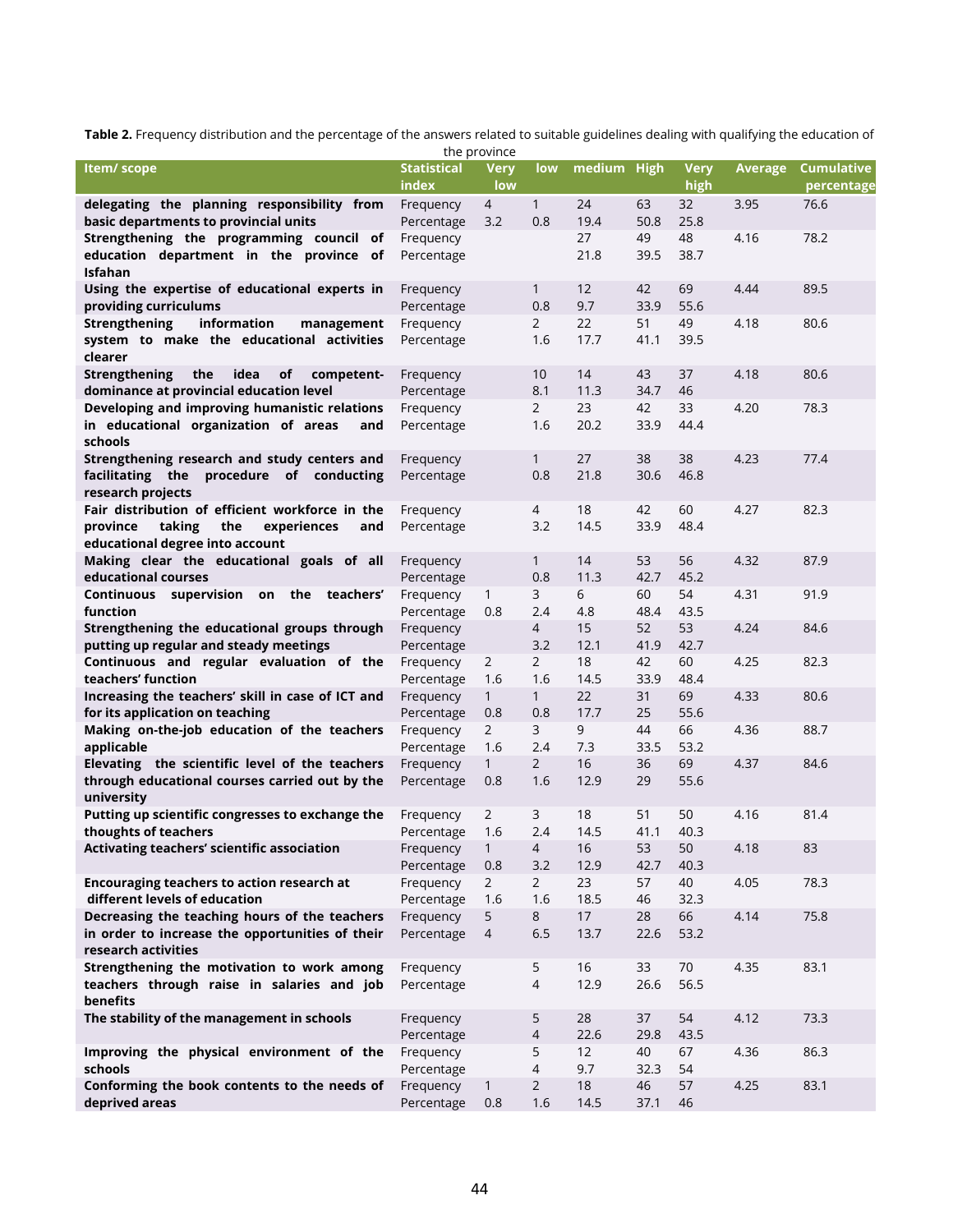**Table 2.** Frequency distribution and the percentage of the answers related to suitable guidelines dealing with qualifying the education of the province

| Item/ scope | Statistical index | Very low | low | medium | High | Very high | Average | Cumulative percentage |
|---|---|---|---|---|---|---|---|---|
| **delegating the planning responsibility from basic departments to provincial units** | Frequency | 4 | 1 | 24 | 63 | 32 | 3.95 | 76.6 |
| | Percentage | 3.2 | 0.8 | 19.4 | 50.8 | 25.8 | | |
| **Strengthening the programming council of education department in the province of Isfahan** | Frequency | | | 27 | 49 | 48 | 4.16 | 78.2 |
| | Percentage | | | 21.8 | 39.5 | 38.7 | | |
| **Using the expertise of educational experts in providing curriculums** | Frequency | | 1 | 12 | 42 | 69 | 4.44 | 89.5 |
| | Percentage | | 0.8 | 9.7 | 33.9 | 55.6 | | |
| **Strengthening information management system to make the educational activities clearer** | Frequency | | 2 | 22 | 51 | 49 | 4.18 | 80.6 |
| | Percentage | | 1.6 | 17.7 | 41.1 | 39.5 | | |
| **Strengthening the idea of competent-dominance at provincial education level** | Frequency | | 10 | 14 | 43 | 37 | 4.18 | 80.6 |
| | Percentage | | 8.1 | 11.3 | 34.7 | 46 | | |
| **Developing and improving humanistic relations in educational organization of areas and schools** | Frequency | | 2 | 23 | 42 | 33 | 4.20 | 78.3 |
| | Percentage | | 1.6 | 20.2 | 33.9 | 44.4 | | |
| **Strengthening research and study centers and facilitating the procedure of conducting research projects** | Frequency | | 1 | 27 | 38 | 38 | 4.23 | 77.4 |
| | Percentage | | 0.8 | 21.8 | 30.6 | 46.8 | | |
| **Fair distribution of efficient workforce in the province taking the experiences and educational degree into account** | Frequency | | 4 | 18 | 42 | 60 | 4.27 | 82.3 |
| | Percentage | | 3.2 | 14.5 | 33.9 | 48.4 | | |
| **Making clear the educational goals of all educational courses** | Frequency | | 1 | 14 | 53 | 56 | 4.32 | 87.9 |
| | Percentage | | 0.8 | 11.3 | 42.7 | 45.2 | | |
| **Continuous supervision on the teachers' function** | Frequency | 1 | 3 | 6 | 60 | 54 | 4.31 | 91.9 |
| | Percentage | 0.8 | 2.4 | 4.8 | 48.4 | 43.5 | | |
| **Strengthening the educational groups through putting up regular and steady meetings** | Frequency | | 4 | 15 | 52 | 53 | 4.24 | 84.6 |
| | Percentage | | 3.2 | 12.1 | 41.9 | 42.7 | | |
| **Continuous and regular evaluation of the teachers' function** | Frequency | 2 | 2 | 18 | 42 | 60 | 4.25 | 82.3 |
| | Percentage | 1.6 | 1.6 | 14.5 | 33.9 | 48.4 | | |
| **Increasing the teachers' skill in case of ICT and for its application on teaching** | Frequency | 1 | 1 | 22 | 31 | 69 | 4.33 | 80.6 |
| | Percentage | 0.8 | 0.8 | 17.7 | 25 | 55.6 | | |
| **Making on-the-job education of the teachers applicable** | Frequency | 2 | 3 | 9 | 44 | 66 | 4.36 | 88.7 |
| | Percentage | 1.6 | 2.4 | 7.3 | 33.5 | 53.2 | | |
| **Elevating the scientific level of the teachers through educational courses carried out by the university** | Frequency | 1 | 2 | 16 | 36 | 69 | 4.37 | 84.6 |
| | Percentage | 0.8 | 1.6 | 12.9 | 29 | 55.6 | | |
| **Putting up scientific congresses to exchange the thoughts of teachers** | Frequency | 2 | 3 | 18 | 51 | 50 | 4.16 | 81.4 |
| | Percentage | 1.6 | 2.4 | 14.5 | 41.1 | 40.3 | | |
| **Activating teachers' scientific association** | Frequency | 1 | 4 | 16 | 53 | 50 | 4.18 | 83 |
| | Percentage | 0.8 | 3.2 | 12.9 | 42.7 | 40.3 | | |
| **Encouraging teachers to action research at different levels of education** | Frequency | 2 | 2 | 23 | 57 | 40 | 4.05 | 78.3 |
| | Percentage | 1.6 | 1.6 | 18.5 | 46 | 32.3 | | |
| **Decreasing the teaching hours of the teachers in order to increase the opportunities of their research activities** | Frequency | 5 | 8 | 17 | 28 | 66 | 4.14 | 75.8 |
| | Percentage | 4 | 6.5 | 13.7 | 22.6 | 53.2 | | |
| **Strengthening the motivation to work among teachers through raise in salaries and job benefits** | Frequency | | 5 | 16 | 33 | 70 | 4.35 | 83.1 |
| | Percentage | | 4 | 12.9 | 26.6 | 56.5 | | |
| **The stability of the management in schools** | Frequency | | 5 | 28 | 37 | 54 | 4.12 | 73.3 |
| | Percentage | | 4 | 22.6 | 29.8 | 43.5 | | |
| **Improving the physical environment of the schools** | Frequency | | 5 | 12 | 40 | 67 | 4.36 | 86.3 |
| | Percentage | | 4 | 9.7 | 32.3 | 54 | | |
| **Conforming the book contents to the needs of deprived areas** | Frequency | 1 | 2 | 18 | 46 | 57 | 4.25 | 83.1 |
| | Percentage | 0.8 | 1.6 | 14.5 | 37.1 | 46 | | |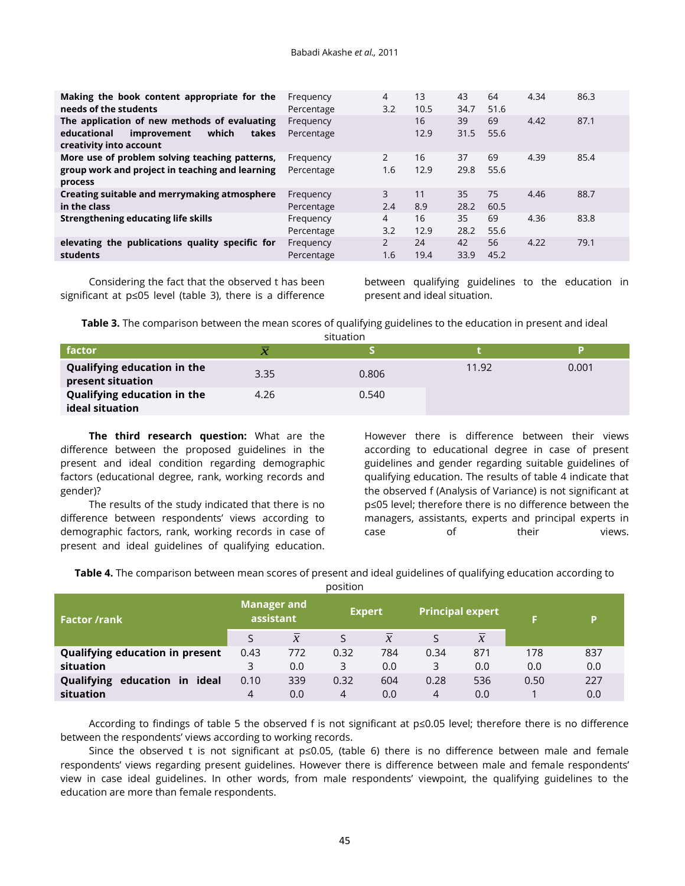| | | | | | | | |
|---|---|---|---|---|---|---|---|
| **Making the book content appropriate for the needs of the students** | Frequency<br>Percentage | 4<br>3.2 | 13<br>10.5 | 43<br>34.7 | 64<br>51.6 | 4.34 | 86.3 |
| **The application of new methods of evaluating educational improvement which takes creativity into account** | Frequency<br>Percentage | | 16<br>12.9 | 39<br>31.5 | 69<br>55.6 | 4.42 | 87.1 |
| **More use of problem solving teaching patterns, group work and project in teaching and learning process** | Frequency<br>Percentage | 2<br>1.6 | 16<br>12.9 | 37<br>29.8 | 69<br>55.6 | 4.39 | 85.4 |
| **Creating suitable and merrymaking atmosphere in the class** | Frequency<br>Percentage | 3<br>2.4 | 11<br>8.9 | 35<br>28.2 | 75<br>60.5 | 4.46 | 88.7 |
| **Strengthening educating life skills** | Frequency<br>Percentage | 4<br>3.2 | 16<br>12.9 | 35<br>28.2 | 69<br>55.6 | 4.36 | 83.8 |
| **elevating the publications quality specific for students** | Frequency<br>Percentage | 2<br>1.6 | 24<br>19.4 | 42<br>33.9 | 56<br>45.2 | 4.22 | 79.1 |

Considering the fact that the observed t has been significant at p≤05 level (table 3), there is a difference between qualifying guidelines to the education in present and ideal situation.

**Table 3.** The comparison between the mean scores of qualifying guidelines to the education in present and ideal situation

| factor | $\overline{X}$ | S | t | P |
|---|---|---|---|---|
| **Qualifying education in the present situation** | 3.35 | 0.806 | 11.92 | 0.001 |
| **Qualifying education in the ideal situation** | 4.26 | 0.540 | | |

**The third research question:** What are the difference between the proposed guidelines in the present and ideal condition regarding demographic factors (educational degree, rank, working records and gender)?

The results of the study indicated that there is no difference between respondents' views according to demographic factors, rank, working records in case of present and ideal guidelines of qualifying education. However there is difference between their views according to educational degree in case of present guidelines and gender regarding suitable guidelines of qualifying education. The results of table 4 indicate that the observed f (Analysis of Variance) is not significant at p≤05 level; therefore there is no difference between the managers, assistants, experts and principal experts in case of their views.

**Table 4.** The comparison between mean scores of present and ideal guidelines of qualifying education according to position

| Factor /rank | Manager and assistant | | Expert | | Principal expert | | F | P |
|---|---|---|---|---|---|---|---|---|
| | S | $\overline{X}$ | S | $\overline{X}$ | S | $\overline{X}$ | | |
| **Qualifying education in present situation** | 0.43<br>3 | 772<br>0.0 | 0.32<br>3 | 784<br>0.0 | 0.34<br>3 | 871<br>0.0 | 178<br>0.0 | 837<br>0.0 |
| **Qualifying education in ideal situation** | 0.10<br>4 | 339<br>0.0 | 0.32<br>4 | 604<br>0.0 | 0.28<br>4 | 536<br>0.0 | 0.50<br>1 | 227<br>0.0 |

According to findings of table 5 the observed f is not significant at p≤0.05 level; therefore there is no difference between the respondents' views according to working records.

Since the observed t is not significant at p≤0.05, (table 6) there is no difference between male and female respondents' views regarding present guidelines. However there is difference between male and female respondents' view in case ideal guidelines. In other words, from male respondents' viewpoint, the qualifying guidelines to the education are more than female respondents.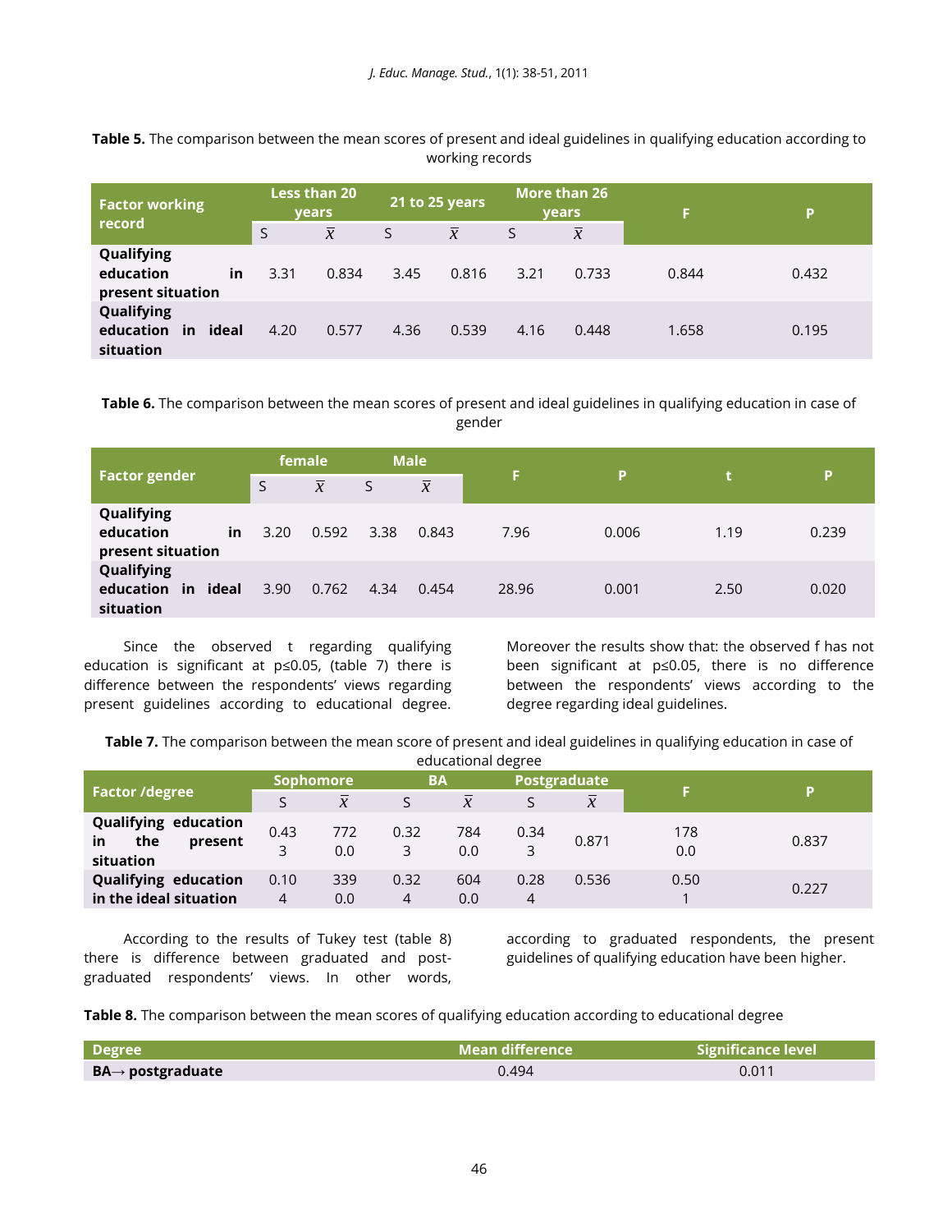**Table 5.** The comparison between the mean scores of present and ideal guidelines in qualifying education according to working records

| Factor working record | Less than 20 years | | 21 to 25 years | | More than 26 years | | F | P |
|---|---|---|---|---|---|---|---|---|
| | S | $\overline{x}$ | S | $\overline{x}$ | S | $\overline{x}$ | | |
| **Qualifying education in present situation** | 3.31 | 0.834 | 3.45 | 0.816 | 3.21 | 0.733 | 0.844 | 0.432 |
| **Qualifying education in ideal situation** | 4.20 | 0.577 | 4.36 | 0.539 | 4.16 | 0.448 | 1.658 | 0.195 |

**Table 6.** The comparison between the mean scores of present and ideal guidelines in qualifying education in case of gender

| Factor gender | female | | Male | | F | P | t | P |
|---|---|---|---|---|---|---|---|---|
| | S | $\overline{x}$ | S | $\overline{x}$ | | | | |
| **Qualifying education in present situation** | 3.20 | 0.592 | 3.38 | 0.843 | 7.96 | 0.006 | 1.19 | 0.239 |
| **Qualifying education in ideal situation** | 3.90 | 0.762 | 4.34 | 0.454 | 28.96 | 0.001 | 2.50 | 0.020 |

Since the observed t regarding qualifying education is significant at p≤0.05, (table 7) there is difference between the respondents' views regarding present guidelines according to educational degree. Moreover the results show that: the observed f has not been significant at p≤0.05, there is no difference between the respondents' views according to the degree regarding ideal guidelines.

**Table 7.** The comparison between the mean score of present and ideal guidelines in qualifying education in case of educational degree

| Factor /degree | Sophomore | | BA | | Postgraduate | | F | P |
|---|---|---|---|---|---|---|---|---|
| | S | $\overline{x}$ | S | $\overline{x}$ | S | $\overline{x}$ | | |
| **Qualifying education in the present situation** | 0.43 3 | 772 0.0 | 0.32 3 | 784 0.0 | 0.34 3 | 0.871 | 178 0.0 | 0.837 |
| **Qualifying education in the ideal situation** | 0.10 4 | 339 0.0 | 0.32 4 | 604 0.0 | 0.28 4 | 0.536 | 0.50 1 | 0.227 |

According to the results of Tukey test (table 8) there is difference between graduated and post-graduated respondents' views. In other words, according to graduated respondents, the present guidelines of qualifying education have been higher.

**Table 8.** The comparison between the mean scores of qualifying education according to educational degree

| Degree | Mean difference | Significance level |
|---|---|---|
| **BA→ postgraduate** | 0.494 | 0.011 |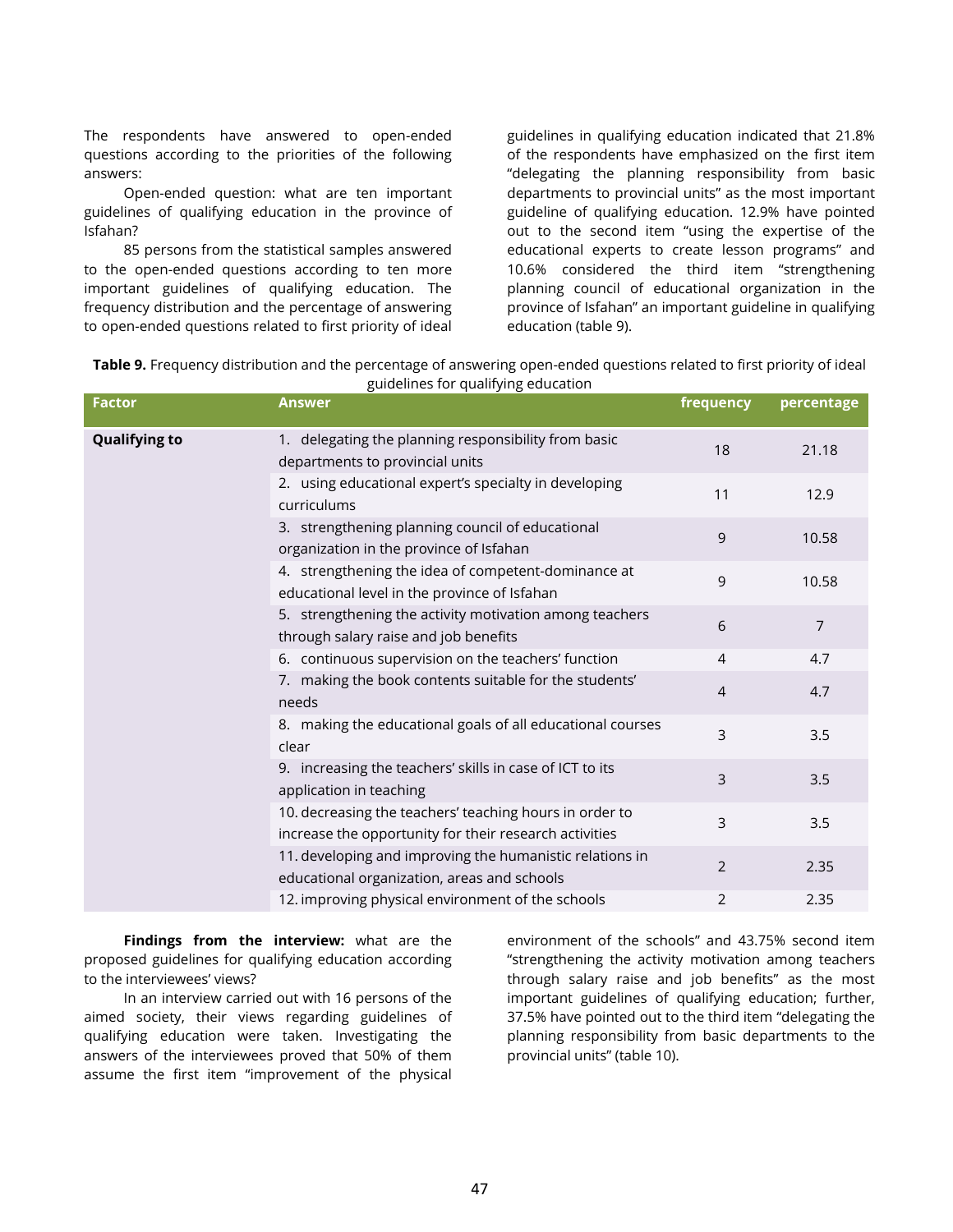The respondents have answered to open-ended questions according to the priorities of the following answers:

Open-ended question: what are ten important guidelines of qualifying education in the province of Isfahan?

85 persons from the statistical samples answered to the open-ended questions according to ten more important guidelines of qualifying education. The frequency distribution and the percentage of answering to open-ended questions related to first priority of ideal guidelines in qualifying education indicated that 21.8% of the respondents have emphasized on the first item "delegating the planning responsibility from basic departments to provincial units" as the most important guideline of qualifying education. 12.9% have pointed out to the second item "using the expertise of the educational experts to create lesson programs" and 10.6% considered the third item "strengthening planning council of educational organization in the province of Isfahan" an important guideline in qualifying education (table 9).

**Table 9.** Frequency distribution and the percentage of answering open-ended questions related to first priority of ideal guidelines for qualifying education

| Factor | Answer | frequency | percentage |
|---|---|---|---|
| **Qualifying to** | 1. delegating the planning responsibility from basic departments to provincial units | 18 | 21.18 |
| | 2. using educational expert's specialty in developing curriculums | 11 | 12.9 |
| | 3. strengthening planning council of educational organization in the province of Isfahan | 9 | 10.58 |
| | 4. strengthening the idea of competent-dominance at educational level in the province of Isfahan | 9 | 10.58 |
| | 5. strengthening the activity motivation among teachers through salary raise and job benefits | 6 | 7 |
| | 6. continuous supervision on the teachers' function | 4 | 4.7 |
| | 7. making the book contents suitable for the students' needs | 4 | 4.7 |
| | 8. making the educational goals of all educational courses clear | 3 | 3.5 |
| | 9. increasing the teachers' skills in case of ICT to its application in teaching | 3 | 3.5 |
| | 10. decreasing the teachers' teaching hours in order to increase the opportunity for their research activities | 3 | 3.5 |
| | 11. developing and improving the humanistic relations in educational organization, areas and schools | 2 | 2.35 |
| | 12. improving physical environment of the schools | 2 | 2.35 |

**Findings from the interview:** what are the proposed guidelines for qualifying education according to the interviewees' views?

In an interview carried out with 16 persons of the aimed society, their views regarding guidelines of qualifying education were taken. Investigating the answers of the interviewees proved that 50% of them assume the first item "improvement of the physical environment of the schools" and 43.75% second item "strengthening the activity motivation among teachers through salary raise and job benefits" as the most important guidelines of qualifying education; further, 37.5% have pointed out to the third item "delegating the planning responsibility from basic departments to the provincial units" (table 10).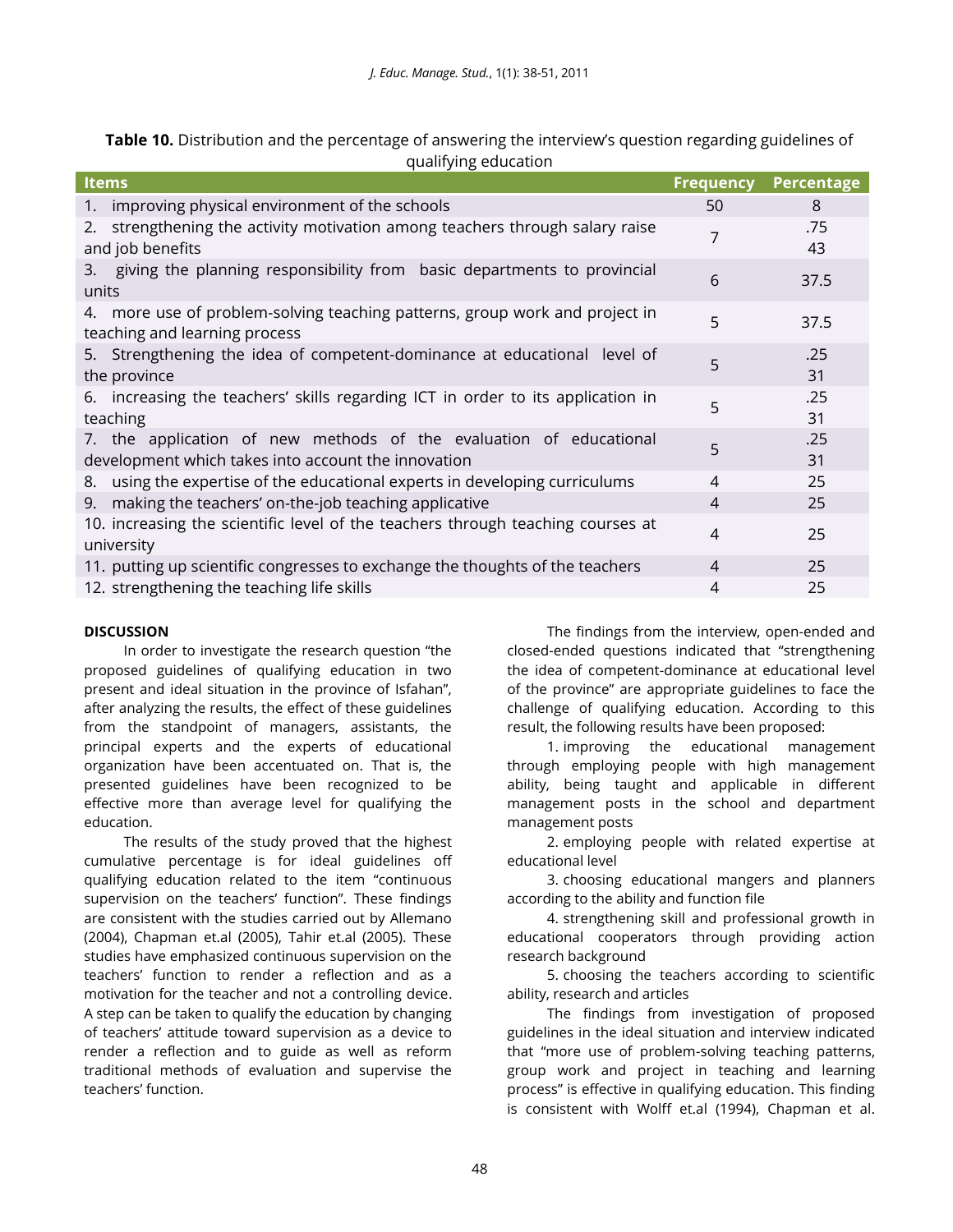**Table 10.** Distribution and the percentage of answering the interview's question regarding guidelines of qualifying education

| Items | Frequency | Percentage |
|---|---|---|
| 1. improving physical environment of the schools | 50 | 8 |
| 2. strengthening the activity motivation among teachers through salary raise and job benefits | 7 | .75 43 |
| 3. giving the planning responsibility from basic departments to provincial units | 6 | 37.5 |
| 4. more use of problem-solving teaching patterns, group work and project in teaching and learning process | 5 | 37.5 |
| 5. Strengthening the idea of competent-dominance at educational level of the province | 5 | .25 31 |
| 6. increasing the teachers' skills regarding ICT in order to its application in teaching | 5 | .25 31 |
| 7. the application of new methods of the evaluation of educational development which takes into account the innovation | 5 | .25 31 |
| 8. using the expertise of the educational experts in developing curriculums | 4 | 25 |
| 9. making the teachers' on-the-job teaching applicative | 4 | 25 |
| 10. increasing the scientific level of the teachers through teaching courses at university | 4 | 25 |
| 11. putting up scientific congresses to exchange the thoughts of the teachers | 4 | 25 |
| 12. strengthening the teaching life skills | 4 | 25 |

## DISCUSSION

In order to investigate the research question "the proposed guidelines of qualifying education in two present and ideal situation in the province of Isfahan", after analyzing the results, the effect of these guidelines from the standpoint of managers, assistants, the principal experts and the experts of educational organization have been accentuated on. That is, the presented guidelines have been recognized to be effective more than average level for qualifying the education.

The results of the study proved that the highest cumulative percentage is for ideal guidelines off qualifying education related to the item "continuous supervision on the teachers' function". These findings are consistent with the studies carried out by Allemano (2004), Chapman et.al (2005), Tahir et.al (2005). These studies have emphasized continuous supervision on the teachers' function to render a reflection and as a motivation for the teacher and not a controlling device. A step can be taken to qualify the education by changing of teachers' attitude toward supervision as a device to render a reflection and to guide as well as reform traditional methods of evaluation and supervise the teachers' function.

The findings from the interview, open-ended and closed-ended questions indicated that "strengthening the idea of competent-dominance at educational level of the province" are appropriate guidelines to face the challenge of qualifying education. According to this result, the following results have been proposed:

1. improving the educational management through employing people with high management ability, being taught and applicable in different management posts in the school and department management posts

2. employing people with related expertise at educational level

3. choosing educational mangers and planners according to the ability and function file

4. strengthening skill and professional growth in educational cooperators through providing action research background

5. choosing the teachers according to scientific ability, research and articles

The findings from investigation of proposed guidelines in the ideal situation and interview indicated that "more use of problem-solving teaching patterns, group work and project in teaching and learning process" is effective in qualifying education. This finding is consistent with Wolff et.al (1994), Chapman et al.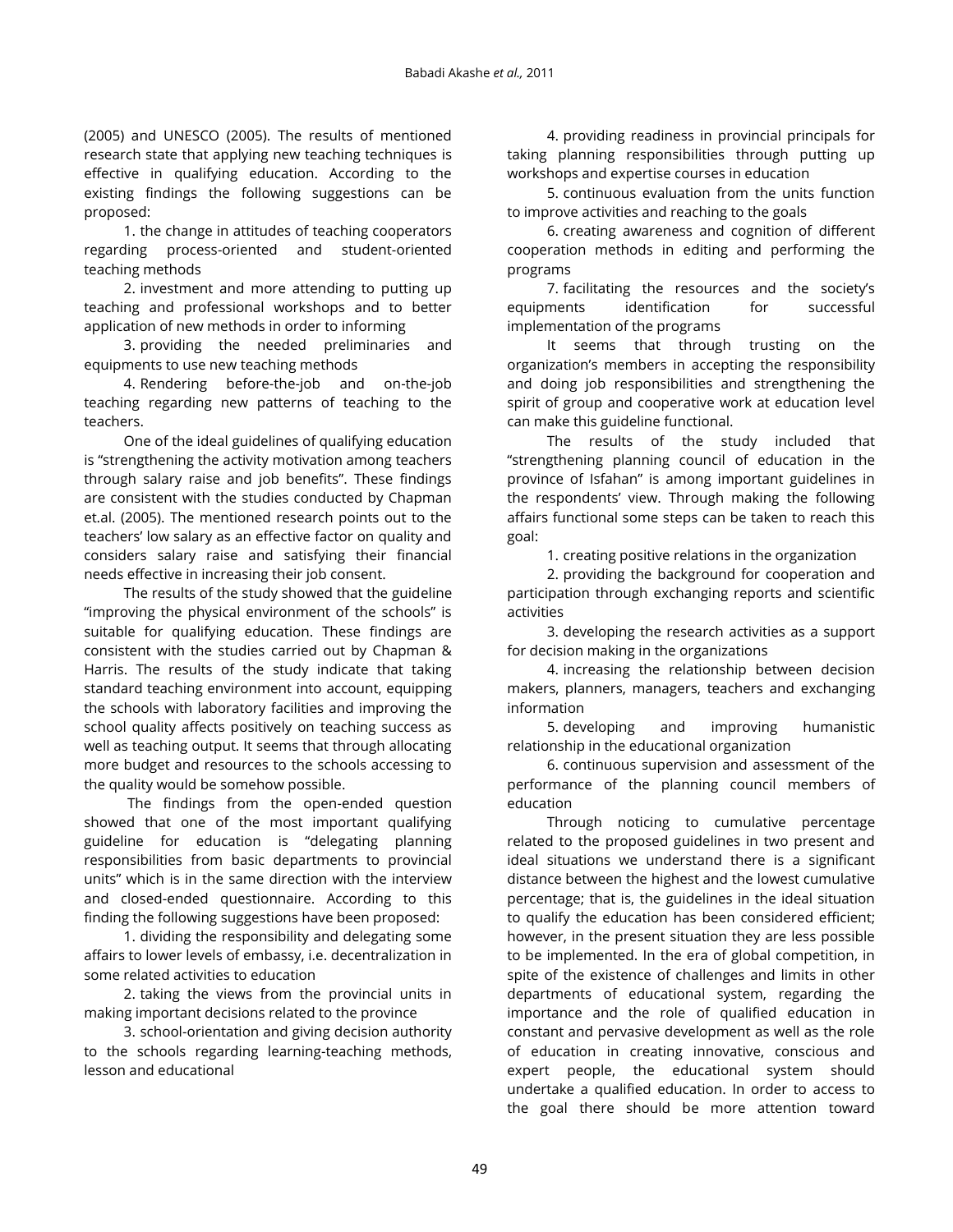(2005) and UNESCO (2005). The results of mentioned research state that applying new teaching techniques is effective in qualifying education. According to the existing findings the following suggestions can be proposed:

1. the change in attitudes of teaching cooperators regarding process-oriented and student-oriented teaching methods
2. investment and more attending to putting up teaching and professional workshops and to better application of new methods in order to informing
3. providing the needed preliminaries and equipments to use new teaching methods
4. Rendering before-the-job and on-the-job teaching regarding new patterns of teaching to the teachers.

One of the ideal guidelines of qualifying education is "strengthening the activity motivation among teachers through salary raise and job benefits". These findings are consistent with the studies conducted by Chapman et.al. (2005). The mentioned research points out to the teachers' low salary as an effective factor on quality and considers salary raise and satisfying their financial needs effective in increasing their job consent.

The results of the study showed that the guideline "improving the physical environment of the schools" is suitable for qualifying education. These findings are consistent with the studies carried out by Chapman & Harris. The results of the study indicate that taking standard teaching environment into account, equipping the schools with laboratory facilities and improving the school quality affects positively on teaching success as well as teaching output. It seems that through allocating more budget and resources to the schools accessing to the quality would be somehow possible.

The findings from the open-ended question showed that one of the most important qualifying guideline for education is "delegating planning responsibilities from basic departments to provincial units" which is in the same direction with the interview and closed-ended questionnaire. According to this finding the following suggestions have been proposed:

1. dividing the responsibility and delegating some affairs to lower levels of embassy, i.e. decentralization in some related activities to education
2. taking the views from the provincial units in making important decisions related to the province
3. school-orientation and giving decision authority to the schools regarding learning-teaching methods, lesson and educational
4. providing readiness in provincial principals for taking planning responsibilities through putting up workshops and expertise courses in education
5. continuous evaluation from the units function to improve activities and reaching to the goals
6. creating awareness and cognition of different cooperation methods in editing and performing the programs
7. facilitating the resources and the society's equipments identification for successful implementation of the programs

It seems that through trusting on the organization's members in accepting the responsibility and doing job responsibilities and strengthening the spirit of group and cooperative work at education level can make this guideline functional.

The results of the study included that "strengthening planning council of education in the province of Isfahan" is among important guidelines in the respondents' view. Through making the following affairs functional some steps can be taken to reach this goal:

1. creating positive relations in the organization
2. providing the background for cooperation and participation through exchanging reports and scientific activities
3. developing the research activities as a support for decision making in the organizations
4. increasing the relationship between decision makers, planners, managers, teachers and exchanging information
5. developing and improving humanistic relationship in the educational organization
6. continuous supervision and assessment of the performance of the planning council members of education

Through noticing to cumulative percentage related to the proposed guidelines in two present and ideal situations we understand there is a significant distance between the highest and the lowest cumulative percentage; that is, the guidelines in the ideal situation to qualify the education has been considered efficient; however, in the present situation they are less possible to be implemented. In the era of global competition, in spite of the existence of challenges and limits in other departments of educational system, regarding the importance and the role of qualified education in constant and pervasive development as well as the role of education in creating innovative, conscious and expert people, the educational system should undertake a qualified education. In order to access to the goal there should be more attention toward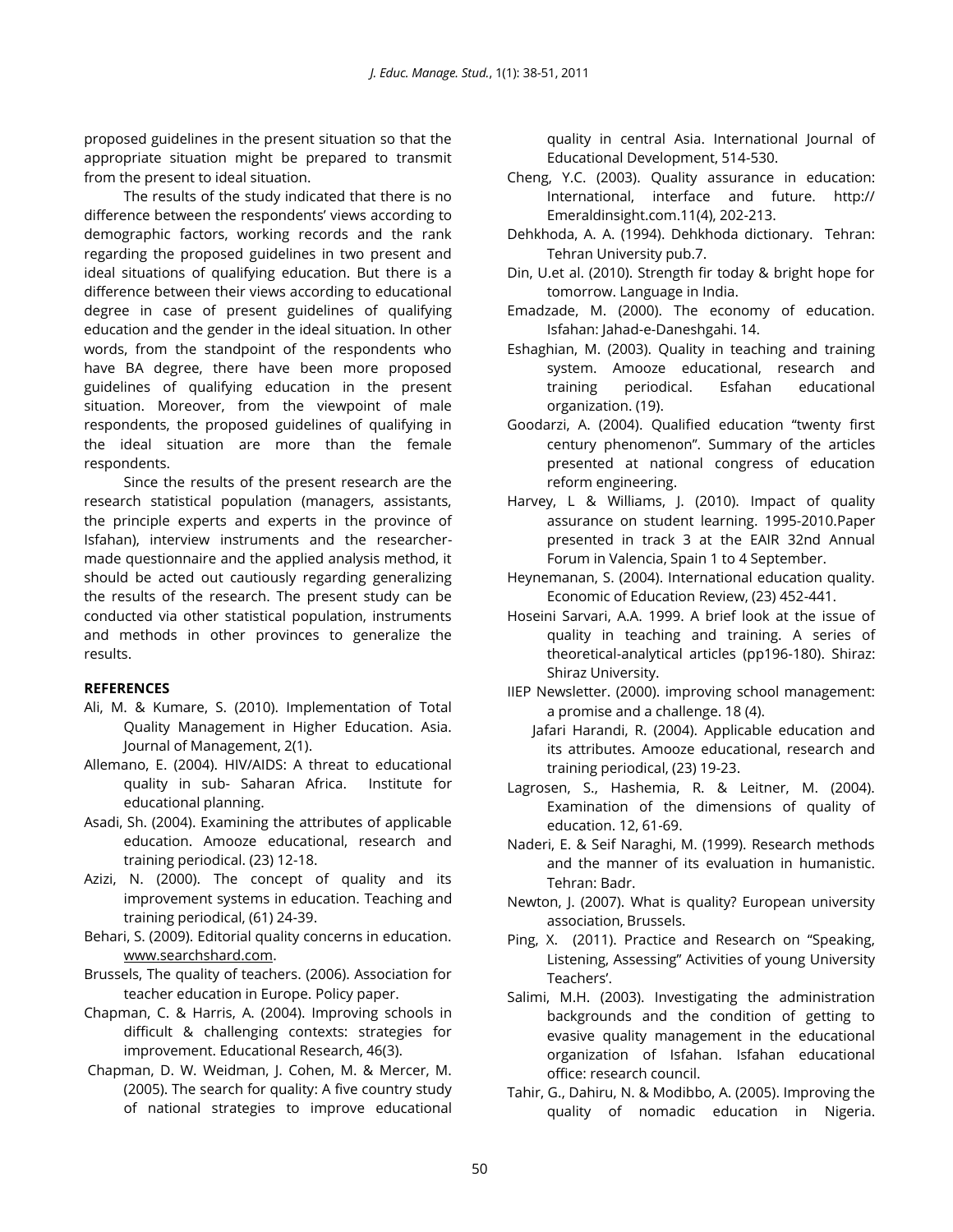proposed guidelines in the present situation so that the appropriate situation might be prepared to transmit from the present to ideal situation.

The results of the study indicated that there is no difference between the respondents' views according to demographic factors, working records and the rank regarding the proposed guidelines in two present and ideal situations of qualifying education. But there is a difference between their views according to educational degree in case of present guidelines of qualifying education and the gender in the ideal situation. In other words, from the standpoint of the respondents who have BA degree, there have been more proposed guidelines of qualifying education in the present situation. Moreover, from the viewpoint of male respondents, the proposed guidelines of qualifying in the ideal situation are more than the female respondents.

Since the results of the present research are the research statistical population (managers, assistants, the principle experts and experts in the province of Isfahan), interview instruments and the researcher-made questionnaire and the applied analysis method, it should be acted out cautiously regarding generalizing the results of the research. The present study can be conducted via other statistical population, instruments and methods in other provinces to generalize the results.

**REFERENCES**

Ali, M. & Kumare, S. (2010). Implementation of Total Quality Management in Higher Education. Asia. Journal of Management, 2(1).

Allemano, E. (2004). HIV/AIDS: A threat to educational quality in sub- Saharan Africa. Institute for educational planning.

Asadi, Sh. (2004). Examining the attributes of applicable education. Amooze educational, research and training periodical. (23) 12-18.

Azizi, N. (2000). The concept of quality and its improvement systems in education. Teaching and training periodical, (61) 24-39.

Behari, S. (2009). Editorial quality concerns in education. www.searchshard.com.

Brussels, The quality of teachers. (2006). Association for teacher education in Europe. Policy paper.

Chapman, C. & Harris, A. (2004). Improving schools in difficult & challenging contexts: strategies for improvement. Educational Research, 46(3).

Chapman, D. W. Weidman, J. Cohen, M. & Mercer, M. (2005). The search for quality: A five country study of national strategies to improve educational quality in central Asia. International Journal of Educational Development, 514-530.

Cheng, Y.C. (2003). Quality assurance in education: International, interface and future. http:// Emeraldinsight.com.11(4), 202-213.

Dehkhoda, A. A. (1994). Dehkhoda dictionary. Tehran: Tehran University pub.7.

Din, U.et al. (2010). Strength fir today & bright hope for tomorrow. Language in India.

Emadzade, M. (2000). The economy of education. Isfahan: Jahad-e-Daneshgahi. 14.

Eshaghian, M. (2003). Quality in teaching and training system. Amooze educational, research and training periodical. Esfahan educational organization. (19).

Goodarzi, A. (2004). Qualified education "twenty first century phenomenon". Summary of the articles presented at national congress of education reform engineering.

Harvey, L & Williams, J. (2010). Impact of quality assurance on student learning. 1995-2010.Paper presented in track 3 at the EAIR 32nd Annual Forum in Valencia, Spain 1 to 4 September.

Heynemanan, S. (2004). International education quality. Economic of Education Review, (23) 452-441.

Hoseini Sarvari, A.A. 1999. A brief look at the issue of quality in teaching and training. A series of theoretical-analytical articles (pp196-180). Shiraz: Shiraz University.

IIEP Newsletter. (2000). improving school management: a promise and a challenge. 18 (4).

Jafari Harandi, R. (2004). Applicable education and its attributes. Amooze educational, research and training periodical, (23) 19-23.

Lagrosen, S., Hashemia, R. & Leitner, M. (2004). Examination of the dimensions of quality of education. 12, 61-69.

Naderi, E. & Seif Naraghi, M. (1999). Research methods and the manner of its evaluation in humanistic. Tehran: Badr.

Newton, J. (2007). What is quality? European university association, Brussels.

Ping, X. (2011). Practice and Research on "Speaking, Listening, Assessing" Activities of young University Teachers'.

Salimi, M.H. (2003). Investigating the administration backgrounds and the condition of getting to evasive quality management in the educational organization of Isfahan. Isfahan educational office: research council.

Tahir, G., Dahiru, N. & Modibbo, A. (2005). Improving the quality of nomadic education in Nigeria.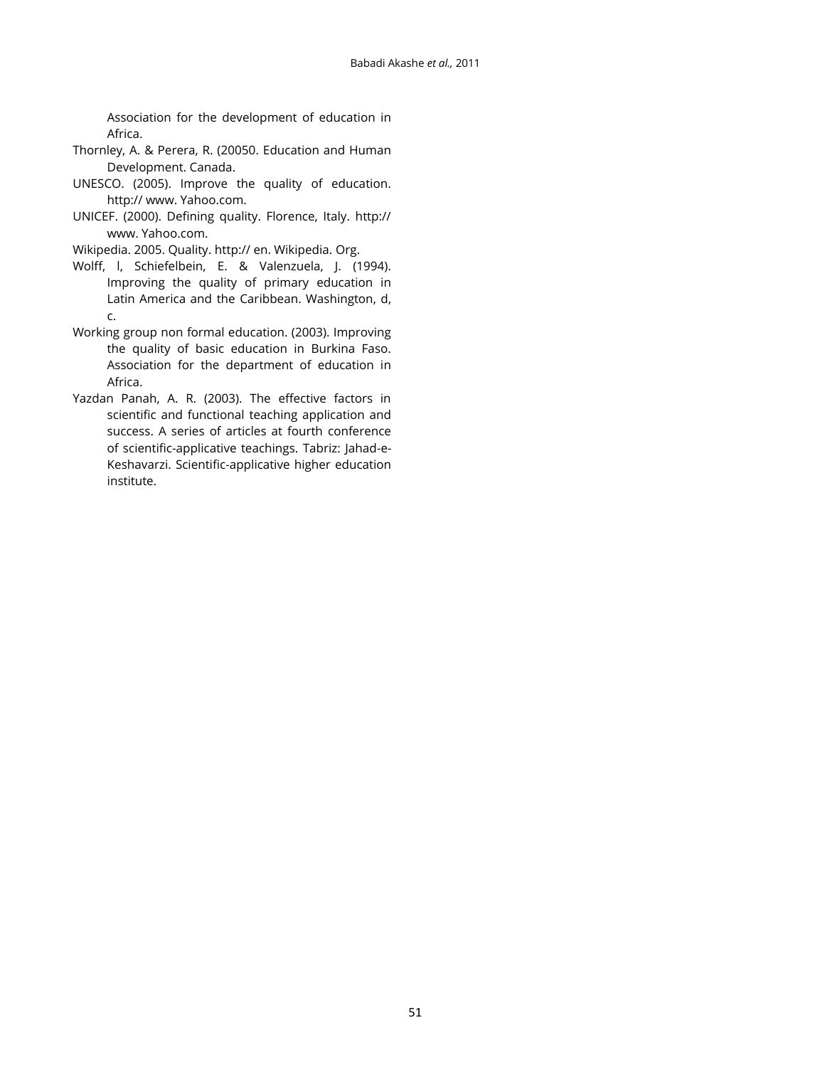Association for the development of education in Africa.

Thornley, A. & Perera, R. (20050. Education and Human Development. Canada.

UNESCO. (2005). Improve the quality of education. http:// www. Yahoo.com.

UNICEF. (2000). Defining quality. Florence, Italy. http:// www. Yahoo.com.

Wikipedia. 2005. Quality. http:// en. Wikipedia. Org.

Wolff, l, Schiefelbein, E. & Valenzuela, J. (1994). Improving the quality of primary education in Latin America and the Caribbean. Washington, d, c.

Working group non formal education. (2003). Improving the quality of basic education in Burkina Faso. Association for the department of education in Africa.

Yazdan Panah, A. R. (2003). The effective factors in scientific and functional teaching application and success. A series of articles at fourth conference of scientific-applicative teachings. Tabriz: Jahad-e-Keshavarzi. Scientific-applicative higher education institute.